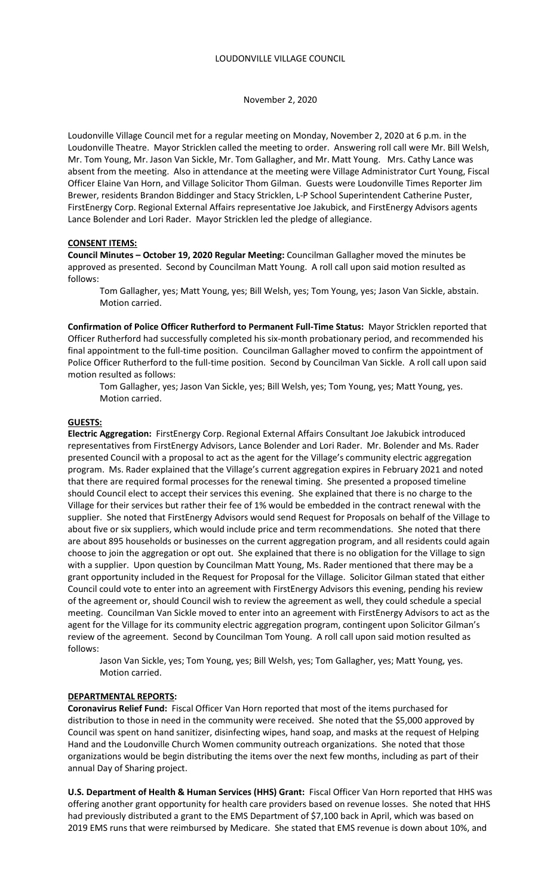LOUDONVILLE VILLAGE COUNCIL

November 2, 2020

Loudonville Village Council met for a regular meeting on Monday, November 2, 2020 at 6 p.m. in the Loudonville Theatre. Mayor Stricklen called the meeting to order. Answering roll call were Mr. Bill Welsh, Mr. Tom Young, Mr. Jason Van Sickle, Mr. Tom Gallagher, and Mr. Matt Young. Mrs. Cathy Lance was absent from the meeting. Also in attendance at the meeting were Village Administrator Curt Young, Fiscal Officer Elaine Van Horn, and Village Solicitor Thom Gilman. Guests were Loudonville Times Reporter Jim Brewer, residents Brandon Biddinger and Stacy Stricklen, L-P School Superintendent Catherine Puster, FirstEnergy Corp. Regional External Affairs representative Joe Jakubick, and FirstEnergy Advisors agents Lance Bolender and Lori Rader. Mayor Stricklen led the pledge of allegiance.

**CONSENT ITEMS:**

**Council Minutes – October 19, 2020 Regular Meeting:** Councilman Gallagher moved the minutes be approved as presented. Second by Councilman Matt Young. A roll call upon said motion resulted as follows:

Tom Gallagher, yes; Matt Young, yes; Bill Welsh, yes; Tom Young, yes; Jason Van Sickle, abstain. Motion carried.

**Confirmation of Police Officer Rutherford to Permanent Full-Time Status:** Mayor Stricklen reported that Officer Rutherford had successfully completed his six-month probationary period, and recommended his final appointment to the full-time position. Councilman Gallagher moved to confirm the appointment of Police Officer Rutherford to the full-time position. Second by Councilman Van Sickle. A roll call upon said motion resulted as follows:

Tom Gallagher, yes; Jason Van Sickle, yes; Bill Welsh, yes; Tom Young, yes; Matt Young, yes. Motion carried.

**GUESTS:**

**Electric Aggregation:** FirstEnergy Corp. Regional External Affairs Consultant Joe Jakubick introduced representatives from FirstEnergy Advisors, Lance Bolender and Lori Rader. Mr. Bolender and Ms. Rader presented Council with a proposal to act as the agent for the Village's community electric aggregation program. Ms. Rader explained that the Village's current aggregation expires in February 2021 and noted that there are required formal processes for the renewal timing. She presented a proposed timeline should Council elect to accept their services this evening. She explained that there is no charge to the Village for their services but rather their fee of 1% would be embedded in the contract renewal with the supplier. She noted that FirstEnergy Advisors would send Request for Proposals on behalf of the Village to about five or six suppliers, which would include price and term recommendations. She noted that there are about 895 households or businesses on the current aggregation program, and all residents could again choose to join the aggregation or opt out. She explained that there is no obligation for the Village to sign with a supplier. Upon question by Councilman Matt Young, Ms. Rader mentioned that there may be a grant opportunity included in the Request for Proposal for the Village. Solicitor Gilman stated that either Council could vote to enter into an agreement with FirstEnergy Advisors this evening, pending his review of the agreement or, should Council wish to review the agreement as well, they could schedule a special meeting. Councilman Van Sickle moved to enter into an agreement with FirstEnergy Advisors to act as the agent for the Village for its community electric aggregation program, contingent upon Solicitor Gilman's review of the agreement. Second by Councilman Tom Young. A roll call upon said motion resulted as follows:

Jason Van Sickle, yes; Tom Young, yes; Bill Welsh, yes; Tom Gallagher, yes; Matt Young, yes. Motion carried.

**DEPARTMENTAL REPORTS:**

**Coronavirus Relief Fund:** Fiscal Officer Van Horn reported that most of the items purchased for distribution to those in need in the community were received. She noted that the $5,000 approved by Council was spent on hand sanitizer, disinfecting wipes, hand soap, and masks at the request of Helping Hand and the Loudonville Church Women community outreach organizations. She noted that those organizations would be begin distributing the items over the next few months, including as part of their annual Day of Sharing project.

**U.S. Department of Health & Human Services (HHS) Grant:** Fiscal Officer Van Horn reported that HHS was offering another grant opportunity for health care providers based on revenue losses. She noted that HHS had previously distributed a grant to the EMS Department of $7,100 back in April, which was based on 2019 EMS runs that were reimbursed by Medicare. She stated that EMS revenue is down about 10%, and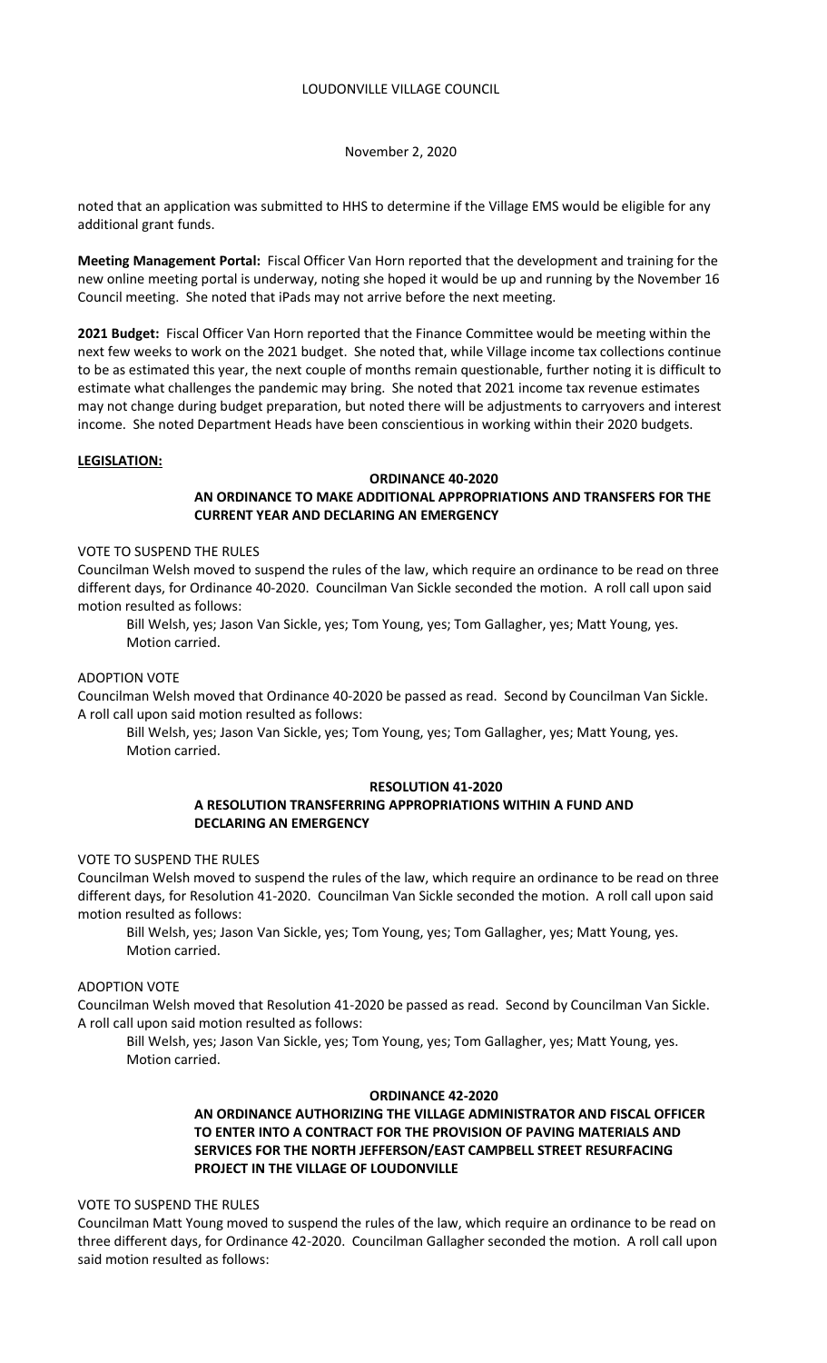noted that an application was submitted to HHS to determine if the Village EMS would be eligible for any additional grant funds.

**Meeting Management Portal:** Fiscal Officer Van Horn reported that the development and training for the new online meeting portal is underway, noting she hoped it would be up and running by the November 16 Council meeting. She noted that iPads may not arrive before the next meeting.

**2021 Budget:** Fiscal Officer Van Horn reported that the Finance Committee would be meeting within the next few weeks to work on the 2021 budget. She noted that, while Village income tax collections continue to be as estimated this year, the next couple of months remain questionable, further noting it is difficult to estimate what challenges the pandemic may bring. She noted that 2021 income tax revenue estimates may not change during budget preparation, but noted there will be adjustments to carryovers and interest income. She noted Department Heads have been conscientious in working within their 2020 budgets.

**LEGISLATION:**

**ORDINANCE 40-2020**

**AN ORDINANCE TO MAKE ADDITIONAL APPROPRIATIONS AND TRANSFERS FOR THE CURRENT YEAR AND DECLARING AN EMERGENCY**

VOTE TO SUSPEND THE RULES

Councilman Welsh moved to suspend the rules of the law, which require an ordinance to be read on three different days, for Ordinance 40-2020. Councilman Van Sickle seconded the motion. A roll call upon said motion resulted as follows:

Bill Welsh, yes; Jason Van Sickle, yes; Tom Young, yes; Tom Gallagher, yes; Matt Young, yes. Motion carried.

ADOPTION VOTE

Councilman Welsh moved that Ordinance 40-2020 be passed as read. Second by Councilman Van Sickle. A roll call upon said motion resulted as follows:

Bill Welsh, yes; Jason Van Sickle, yes; Tom Young, yes; Tom Gallagher, yes; Matt Young, yes. Motion carried.

**RESOLUTION 41-2020**

**A RESOLUTION TRANSFERRING APPROPRIATIONS WITHIN A FUND AND DECLARING AN EMERGENCY**

VOTE TO SUSPEND THE RULES

Councilman Welsh moved to suspend the rules of the law, which require an ordinance to be read on three different days, for Resolution 41-2020. Councilman Van Sickle seconded the motion. A roll call upon said motion resulted as follows:

Bill Welsh, yes; Jason Van Sickle, yes; Tom Young, yes; Tom Gallagher, yes; Matt Young, yes. Motion carried.

ADOPTION VOTE

Councilman Welsh moved that Resolution 41-2020 be passed as read. Second by Councilman Van Sickle. A roll call upon said motion resulted as follows:

Bill Welsh, yes; Jason Van Sickle, yes; Tom Young, yes; Tom Gallagher, yes; Matt Young, yes. Motion carried.

**ORDINANCE 42-2020**

**AN ORDINANCE AUTHORIZING THE VILLAGE ADMINISTRATOR AND FISCAL OFFICER TO ENTER INTO A CONTRACT FOR THE PROVISION OF PAVING MATERIALS AND SERVICES FOR THE NORTH JEFFERSON/EAST CAMPBELL STREET RESURFACING PROJECT IN THE VILLAGE OF LOUDONVILLE**

VOTE TO SUSPEND THE RULES

Councilman Matt Young moved to suspend the rules of the law, which require an ordinance to be read on three different days, for Ordinance 42-2020. Councilman Gallagher seconded the motion. A roll call upon said motion resulted as follows: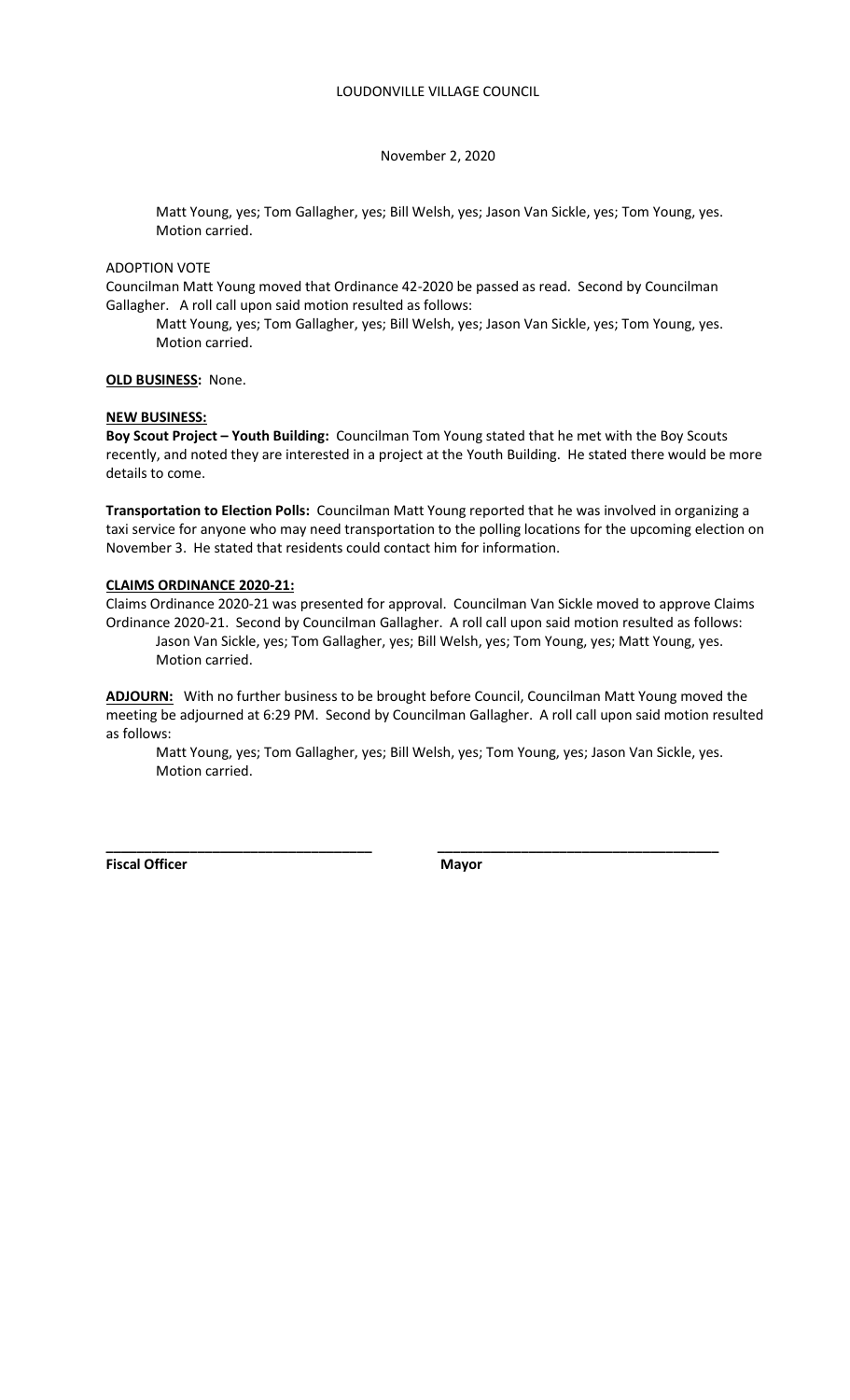Matt Young, yes; Tom Gallagher, yes; Bill Welsh, yes; Jason Van Sickle, yes; Tom Young, yes.
Motion carried.

ADOPTION VOTE

Councilman Matt Young moved that Ordinance 42-2020 be passed as read. Second by Councilman Gallagher. A roll call upon said motion resulted as follows:

Matt Young, yes; Tom Gallagher, yes; Bill Welsh, yes; Jason Van Sickle, yes; Tom Young, yes.
Motion carried.

**OLD BUSINESS:** None.

**NEW BUSINESS:**

**Boy Scout Project – Youth Building:** Councilman Tom Young stated that he met with the Boy Scouts recently, and noted they are interested in a project at the Youth Building. He stated there would be more details to come.

**Transportation to Election Polls:** Councilman Matt Young reported that he was involved in organizing a taxi service for anyone who may need transportation to the polling locations for the upcoming election on November 3. He stated that residents could contact him for information.

**CLAIMS ORDINANCE 2020-21:**

Claims Ordinance 2020-21 was presented for approval. Councilman Van Sickle moved to approve Claims Ordinance 2020-21. Second by Councilman Gallagher. A roll call upon said motion resulted as follows:

Jason Van Sickle, yes; Tom Gallagher, yes; Bill Welsh, yes; Tom Young, yes; Matt Young, yes.
Motion carried.

**ADJOURN:** With no further business to be brought before Council, Councilman Matt Young moved the meeting be adjourned at 6:29 PM. Second by Councilman Gallagher. A roll call upon said motion resulted as follows:

Matt Young, yes; Tom Gallagher, yes; Bill Welsh, yes; Tom Young, yes; Jason Van Sickle, yes.
Motion carried.

\_\_\_\_\_\_\_\_\_\_\_\_\_\_\_\_\_\_\_\_\_\_\_\_\_\_\_\_\_\_\_\_\_\_ \_\_\_\_\_\_\_\_\_\_\_\_\_\_\_\_\_\_\_\_\_\_\_\_\_\_\_\_\_\_\_\_\_\_\_\_

**Fiscal Officer** **Mayor**